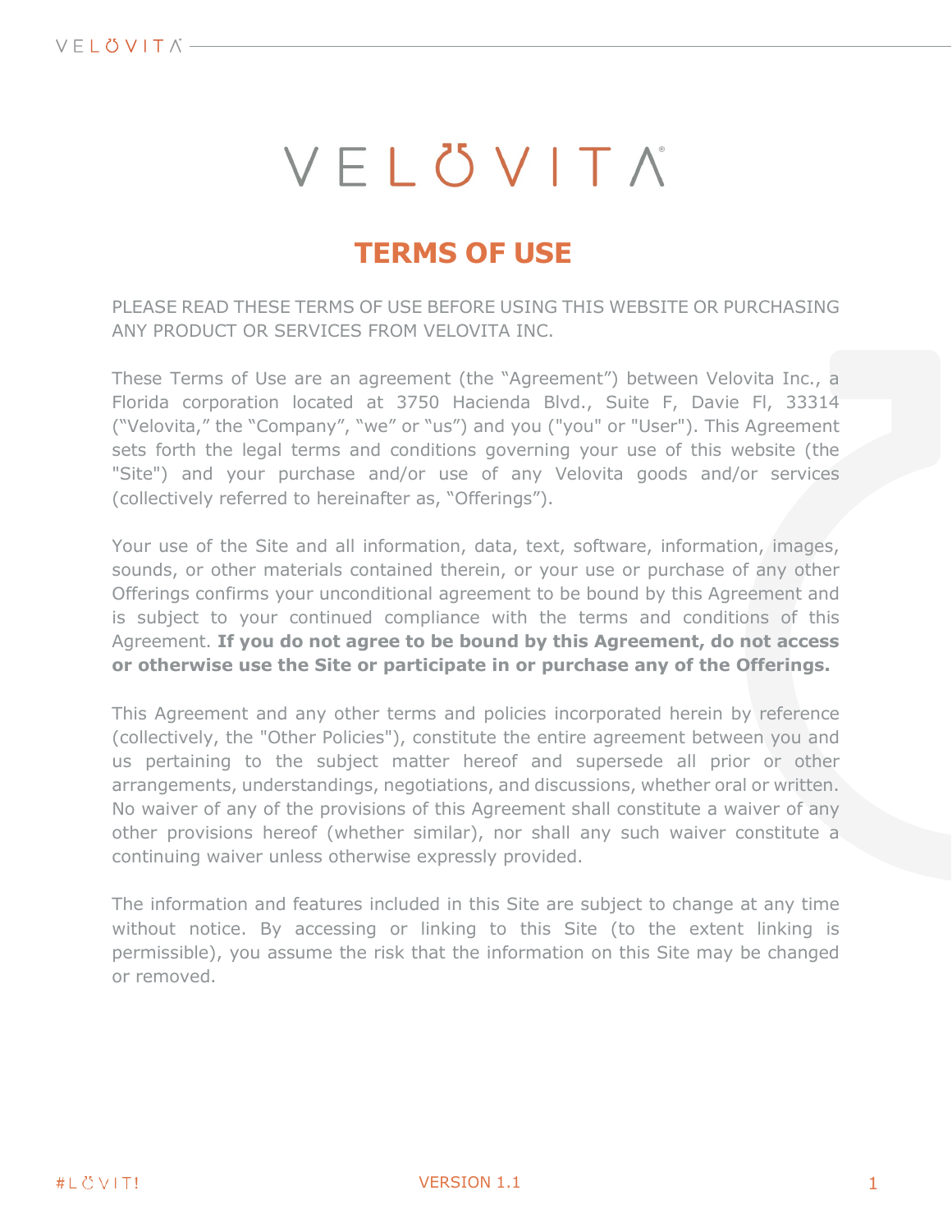# VELOVITA

## TERMS OF USE

PLEASE READ THESE TERMS OF USE BEFORE USING THIS WEBSITE OR PURCHASING ANY PRODUCT OR SERVICES FROM VELOVITA INC.

These Terms of Use are an agreement (the "Agreement") between Velovita Inc., a Florida corporation located at 3750 Hacienda Blvd., Suite F, Davie Fl, 33314 ("Velovita," the "Company", "we" or "us") and you ("you" or "User"). This Agreement sets forth the legal terms and conditions governing your use of this website (the "Site") and your purchase and/or use of any Velovita goods and/or services (collectively referred to hereinafter as, "Offerings").

Your use of the Site and all information, data, text, software, information, images, sounds, or other materials contained therein, or your use or purchase of any other Offerings confirms your unconditional agreement to be bound by this Agreement and is subject to your continued compliance with the terms and conditions of this Agreement. **If you do not agree to be bound by this Agreement, do not access or otherwise use the Site or participate in or purchase any of the Offerings.**

This Agreement and any other terms and policies incorporated herein by reference (collectively, the "Other Policies"), constitute the entire agreement between you and us pertaining to the subject matter hereof and supersede all prior or other arrangements, understandings, negotiations, and discussions, whether oral or written. No waiver of any of the provisions of this Agreement shall constitute a waiver of any other provisions hereof (whether similar), nor shall any such waiver constitute a continuing waiver unless otherwise expressly provided.

The information and features included in this Site are subject to change at any time without notice. By accessing or linking to this Site (to the extent linking is permissible), you assume the risk that the information on this Site may be changed or removed.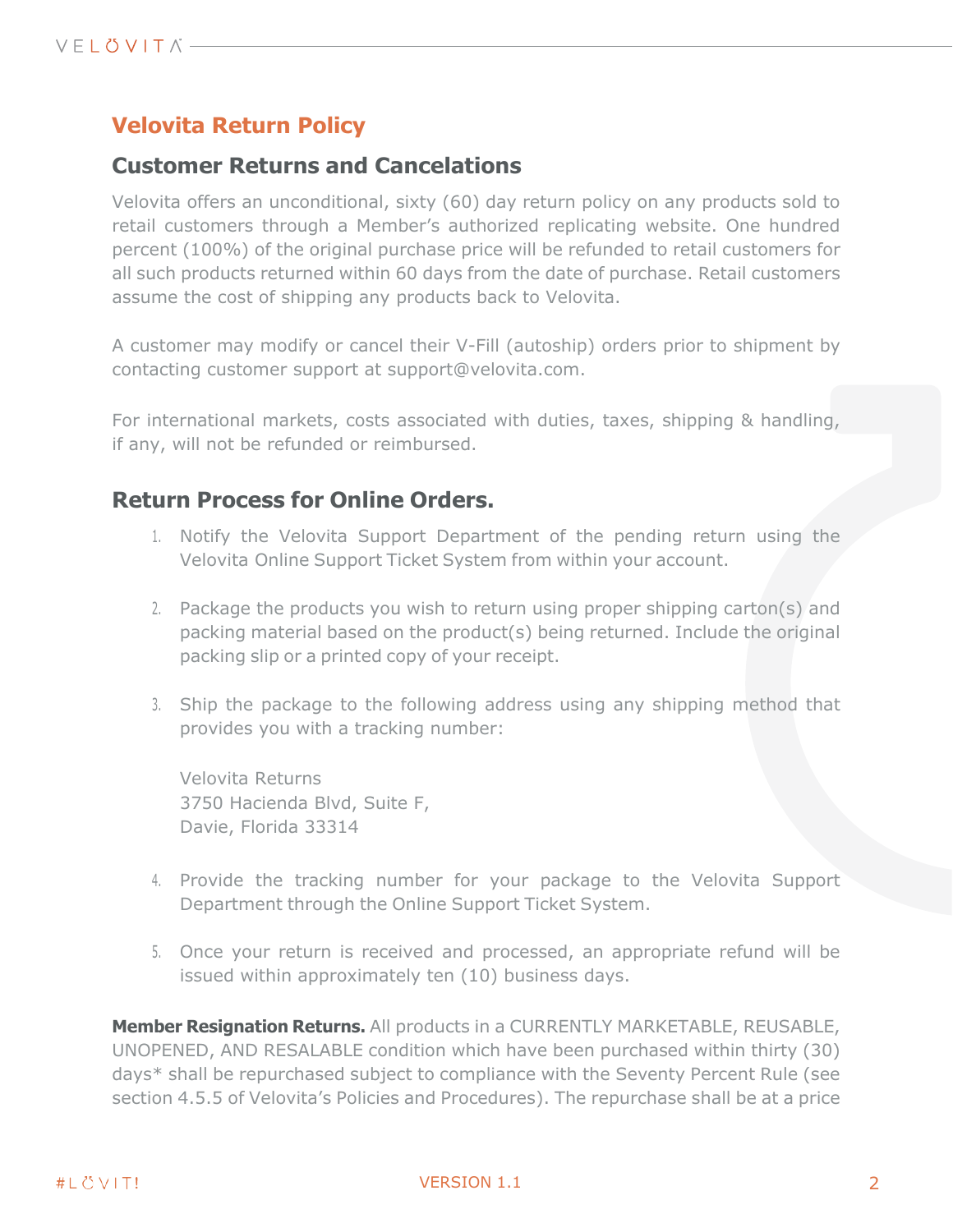# Velovita Return Policy

## Customer Returns and Cancelations

Velovita offers an unconditional, sixty (60) day return policy on any products sold to retail customers through a Member's authorized replicating website. One hundred percent (100%) of the original purchase price will be refunded to retail customers for all such products returned within 60 days from the date of purchase. Retail customers assume the cost of shipping any products back to Velovita.

A customer may modify or cancel their V-Fill (autoship) orders prior to shipment by contacting customer support at support@velovita.com.

For international markets, costs associated with duties, taxes, shipping & handling, if any, will not be refunded or reimbursed.

## Return Process for Online Orders.

1. Notify the Velovita Support Department of the pending return using the Velovita Online Support Ticket System from within your account.

2. Package the products you wish to return using proper shipping carton(s) and packing material based on the product(s) being returned. Include the original packing slip or a printed copy of your receipt.

3. Ship the package to the following address using any shipping method that provides you with a tracking number:

   Velovita Returns
   3750 Hacienda Blvd, Suite F,
   Davie, Florida 33314

4. Provide the tracking number for your package to the Velovita Support Department through the Online Support Ticket System.

5. Once your return is received and processed, an appropriate refund will be issued within approximately ten (10) business days.

**Member Resignation Returns.** All products in a CURRENTLY MARKETABLE, REUSABLE, UNOPENED, AND RESALABLE condition which have been purchased within thirty (30) days* shall be repurchased subject to compliance with the Seventy Percent Rule (see section 4.5.5 of Velovita's Policies and Procedures). The repurchase shall be at a price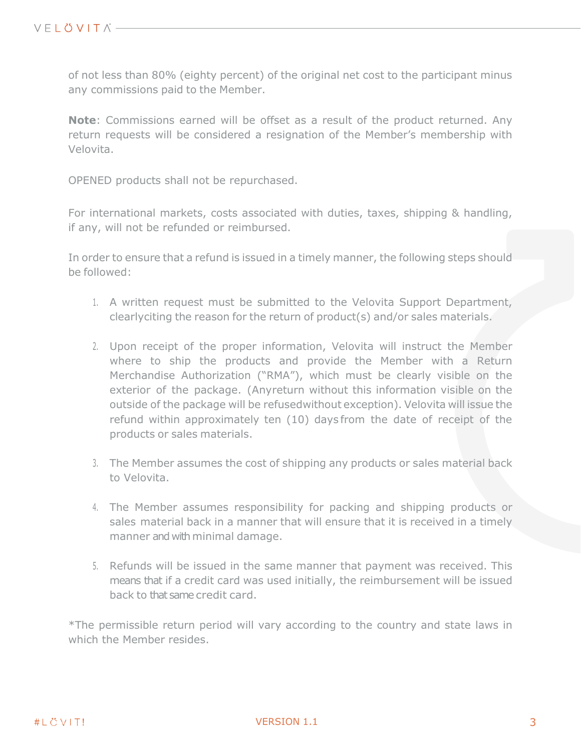of not less than 80% (eighty percent) of the original net cost to the participant minus any commissions paid to the Member.

**Note**: Commissions earned will be offset as a result of the product returned. Any return requests will be considered a resignation of the Member's membership with Velovita.

OPENED products shall not be repurchased.

For international markets, costs associated with duties, taxes, shipping & handling, if any, will not be refunded or reimbursed.

In order to ensure that a refund is issued in a timely manner, the following steps should be followed:

1. A written request must be submitted to the Velovita Support Department, clearlyciting the reason for the return of product(s) and/or sales materials.

2. Upon receipt of the proper information, Velovita will instruct the Member where to ship the products and provide the Member with a Return Merchandise Authorization ("RMA"), which must be clearly visible on the exterior of the package. (Anyreturn without this information visible on the outside of the package will be refusedwithout exception). Velovita will issue the refund within approximately ten (10) daysfrom the date of receipt of the products or sales materials.

3. The Member assumes the cost of shipping any products or sales material back to Velovita.

4. The Member assumes responsibility for packing and shipping products or sales material back in a manner that will ensure that it is received in a timely manner and with minimal damage.

5. Refunds will be issued in the same manner that payment was received. This means that if a credit card was used initially, the reimbursement will be issued back to that same credit card.

*The permissible return period will vary according to the country and state laws in which the Member resides.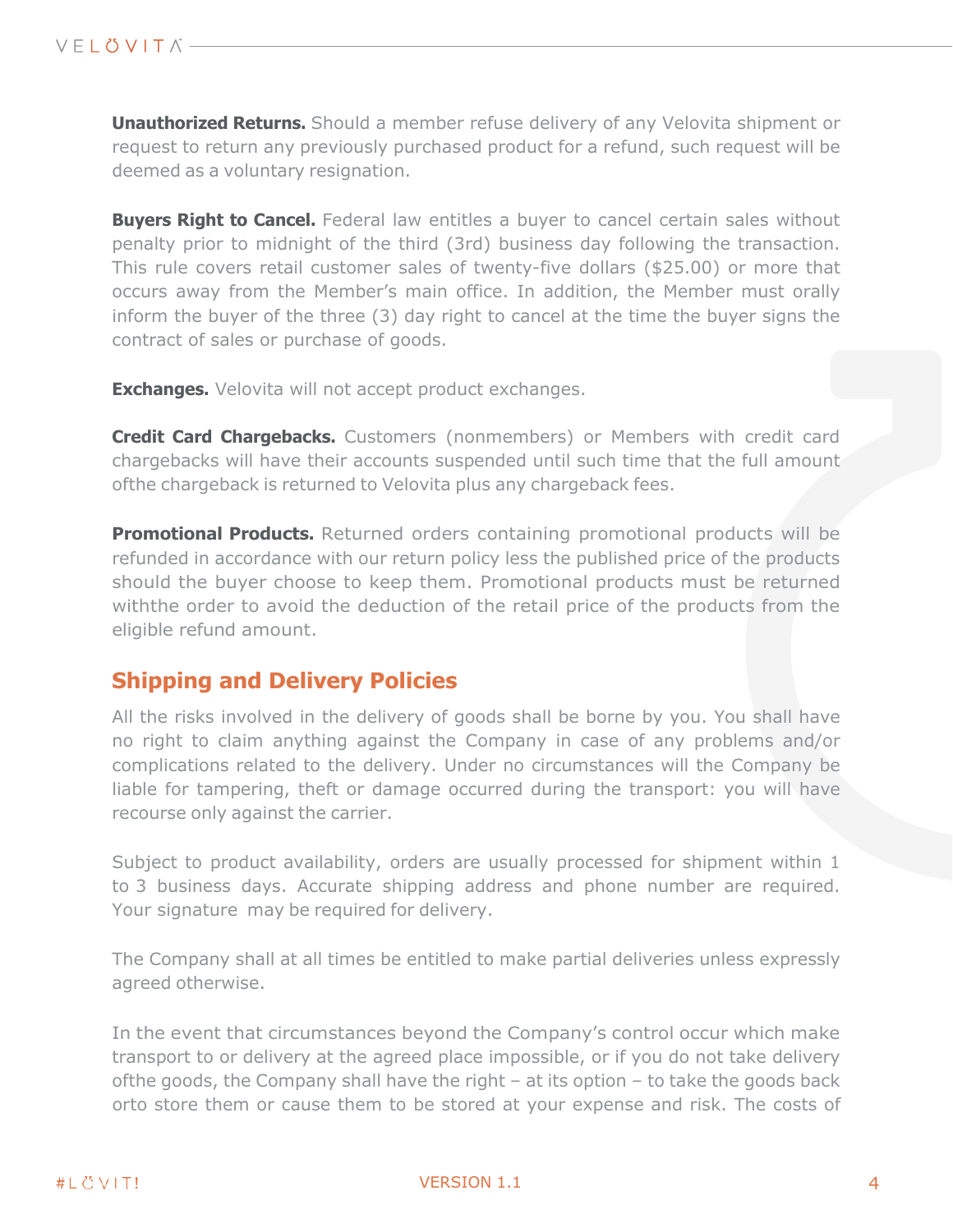**Unauthorized Returns.** Should a member refuse delivery of any Velovita shipment or request to return any previously purchased product for a refund, such request will be deemed as a voluntary resignation.

**Buyers Right to Cancel.** Federal law entitles a buyer to cancel certain sales without penalty prior to midnight of the third (3rd) business day following the transaction. This rule covers retail customer sales of twenty-five dollars ($25.00) or more that occurs away from the Member's main office. In addition, the Member must orally inform the buyer of the three (3) day right to cancel at the time the buyer signs the contract of sales or purchase of goods.

**Exchanges.** Velovita will not accept product exchanges.

**Credit Card Chargebacks.** Customers (nonmembers) or Members with credit card chargebacks will have their accounts suspended until such time that the full amount ofthe chargeback is returned to Velovita plus any chargeback fees.

**Promotional Products.** Returned orders containing promotional products will be refunded in accordance with our return policy less the published price of the products should the buyer choose to keep them. Promotional products must be returned withthe order to avoid the deduction of the retail price of the products from the eligible refund amount.

## Shipping and Delivery Policies

All the risks involved in the delivery of goods shall be borne by you. You shall have no right to claim anything against the Company in case of any problems and/or complications related to the delivery. Under no circumstances will the Company be liable for tampering, theft or damage occurred during the transport: you will have recourse only against the carrier.

Subject to product availability, orders are usually processed for shipment within 1 to 3 business days. Accurate shipping address and phone number are required. Your signature may be required for delivery.

The Company shall at all times be entitled to make partial deliveries unless expressly agreed otherwise.

In the event that circumstances beyond the Company's control occur which make transport to or delivery at the agreed place impossible, or if you do not take delivery ofthe goods, the Company shall have the right – at its option – to take the goods back orto store them or cause them to be stored at your expense and risk. The costs of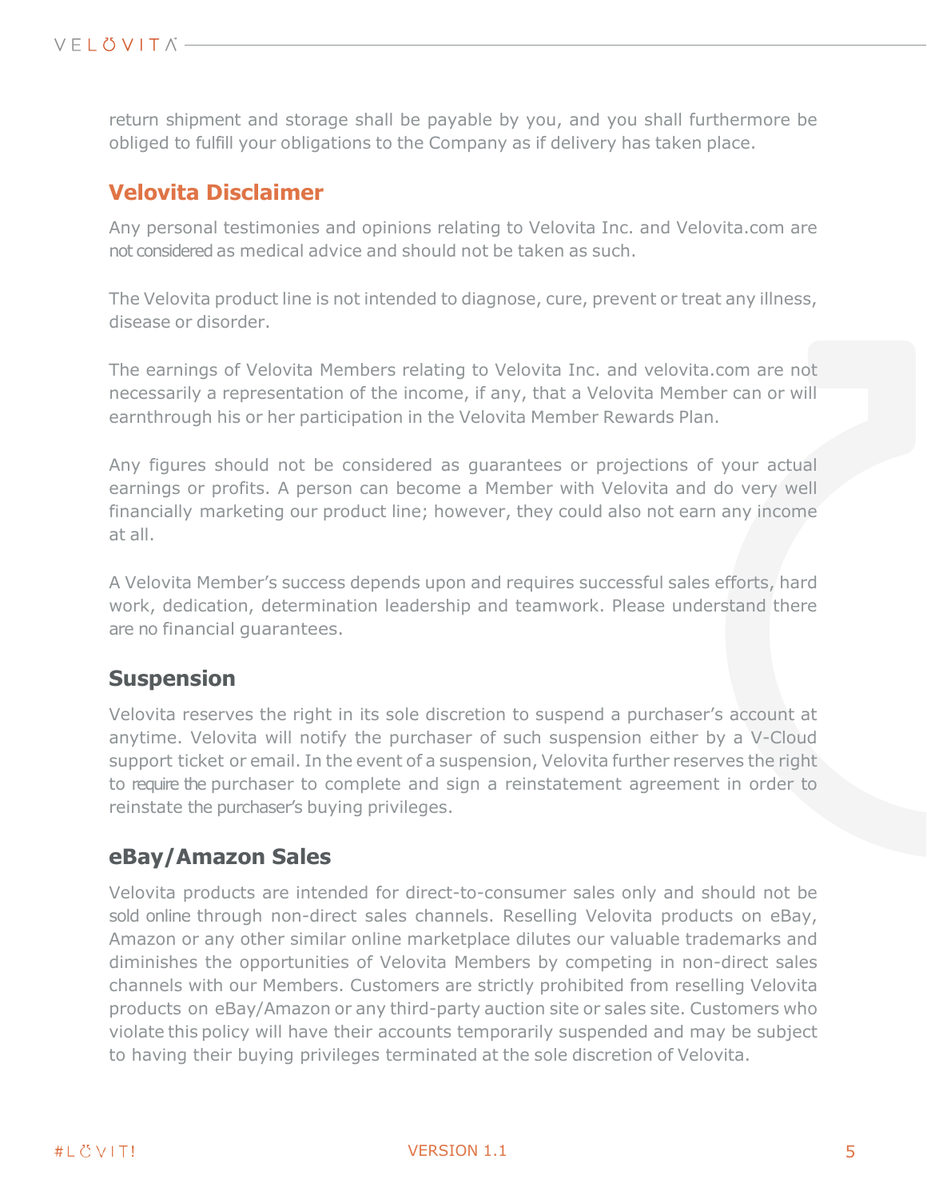return shipment and storage shall be payable by you, and you shall furthermore be obliged to fulfill your obligations to the Company as if delivery has taken place.

## Velovita Disclaimer

Any personal testimonies and opinions relating to Velovita Inc. and Velovita.com are not considered as medical advice and should not be taken as such.

The Velovita product line is not intended to diagnose, cure, prevent or treat any illness, disease or disorder.

The earnings of Velovita Members relating to Velovita Inc. and velovita.com are not necessarily a representation of the income, if any, that a Velovita Member can or will earnthrough his or her participation in the Velovita Member Rewards Plan.

Any figures should not be considered as guarantees or projections of your actual earnings or profits. A person can become a Member with Velovita and do very well financially marketing our product line; however, they could also not earn any income at all.

A Velovita Member's success depends upon and requires successful sales efforts, hard work, dedication, determination leadership and teamwork. Please understand there are no financial guarantees.

## Suspension

Velovita reserves the right in its sole discretion to suspend a purchaser's account at anytime. Velovita will notify the purchaser of such suspension either by a V-Cloud support ticket or email. In the event of a suspension, Velovita further reserves the right to require the purchaser to complete and sign a reinstatement agreement in order to reinstate the purchaser's buying privileges.

## eBay/Amazon Sales

Velovita products are intended for direct-to-consumer sales only and should not be sold online through non-direct sales channels. Reselling Velovita products on eBay, Amazon or any other similar online marketplace dilutes our valuable trademarks and diminishes the opportunities of Velovita Members by competing in non-direct sales channels with our Members. Customers are strictly prohibited from reselling Velovita products on eBay/Amazon or any third-party auction site or sales site. Customers who violate this policy will have their accounts temporarily suspended and may be subject to having their buying privileges terminated at the sole discretion of Velovita.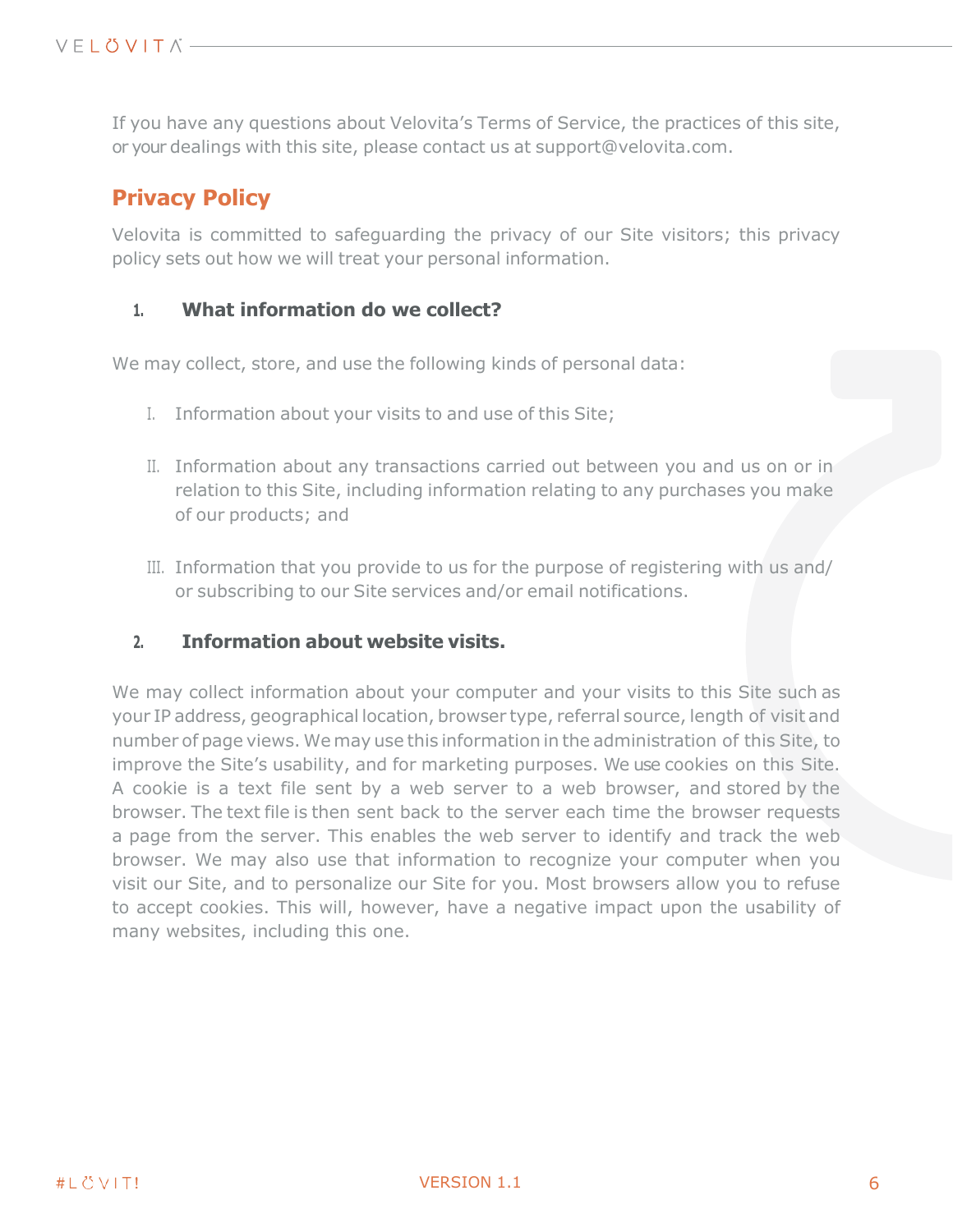If you have any questions about Velovita's Terms of Service, the practices of this site, or your dealings with this site, please contact us at support@velovita.com.

## Privacy Policy

Velovita is committed to safeguarding the privacy of our Site visitors; this privacy policy sets out how we will treat your personal information.

### 1. What information do we collect?

We may collect, store, and use the following kinds of personal data:

I. Information about your visits to and use of this Site;

II. Information about any transactions carried out between you and us on or in relation to this Site, including information relating to any purchases you make of our products; and

III. Information that you provide to us for the purpose of registering with us and/ or subscribing to our Site services and/or email notifications.

### 2. Information about website visits.

We may collect information about your computer and your visits to this Site such as your IP address, geographical location, browser type, referral source, length of visit and number of page views. We may use this information in the administration of this Site, to improve the Site's usability, and for marketing purposes. We use cookies on this Site. A cookie is a text file sent by a web server to a web browser, and stored by the browser. The text file is then sent back to the server each time the browser requests a page from the server. This enables the web server to identify and track the web browser. We may also use that information to recognize your computer when you visit our Site, and to personalize our Site for you. Most browsers allow you to refuse to accept cookies. This will, however, have a negative impact upon the usability of many websites, including this one.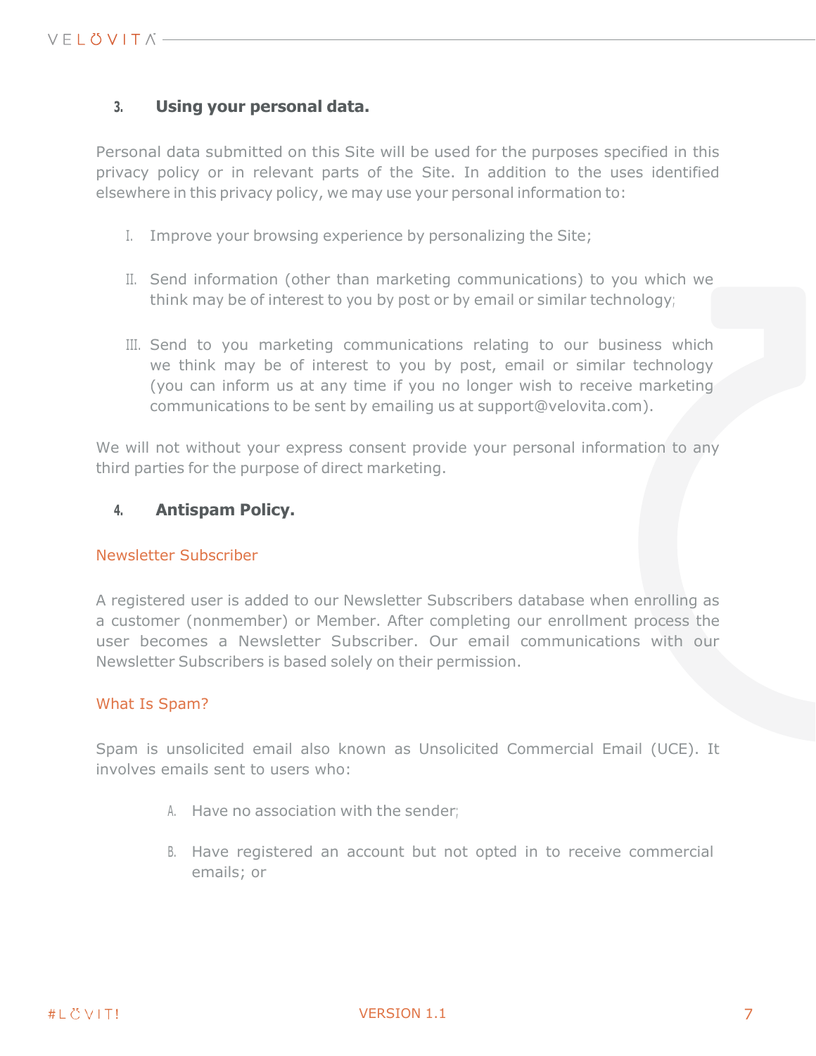## 3. Using your personal data.

Personal data submitted on this Site will be used for the purposes specified in this privacy policy or in relevant parts of the Site. In addition to the uses identified elsewhere in this privacy policy, we may use your personal information to:

I. Improve your browsing experience by personalizing the Site;

II. Send information (other than marketing communications) to you which we think may be of interest to you by post or by email or similar technology;

III. Send to you marketing communications relating to our business which we think may be of interest to you by post, email or similar technology (you can inform us at any time if you no longer wish to receive marketing communications to be sent by emailing us at support@velovita.com).

We will not without your express consent provide your personal information to any third parties for the purpose of direct marketing.

## 4. Antispam Policy.

### Newsletter Subscriber

A registered user is added to our Newsletter Subscribers database when enrolling as a customer (nonmember) or Member. After completing our enrollment process the user becomes a Newsletter Subscriber. Our email communications with our Newsletter Subscribers is based solely on their permission.

### What Is Spam?

Spam is unsolicited email also known as Unsolicited Commercial Email (UCE). It involves emails sent to users who:

A. Have no association with the sender;

B. Have registered an account but not opted in to receive commercial emails; or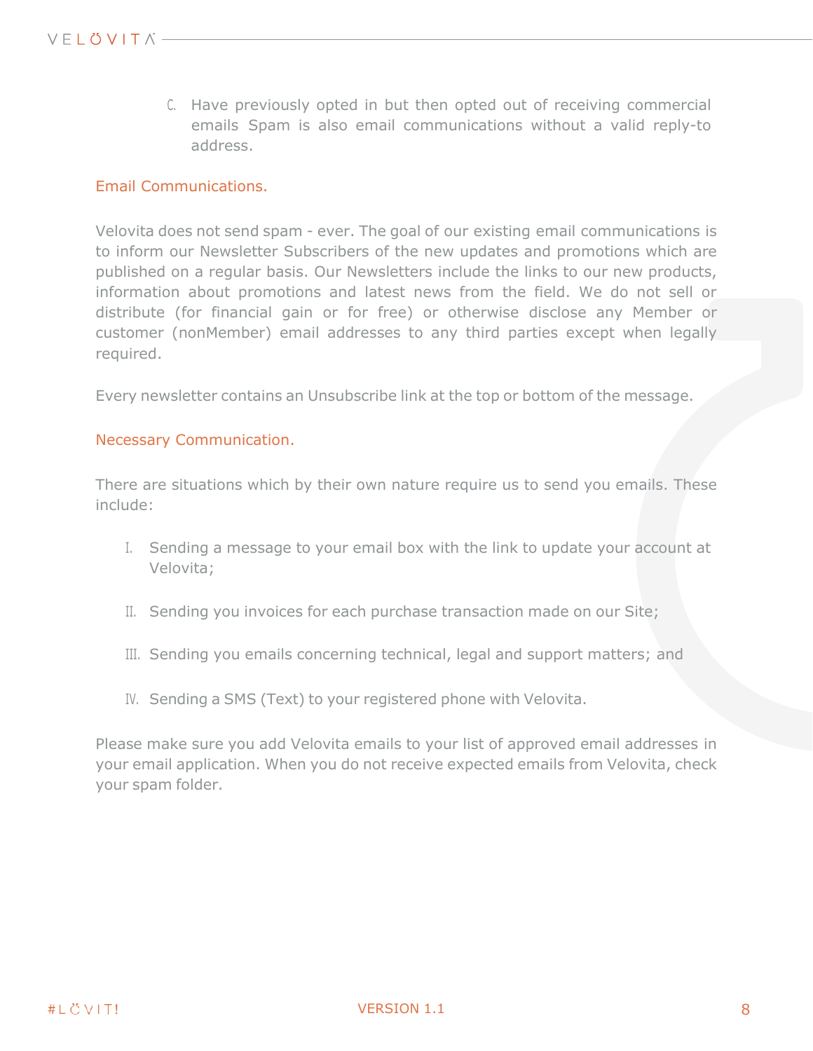C. Have previously opted in but then opted out of receiving commercial emails Spam is also email communications without a valid reply-to address.

## Email Communications.

Velovita does not send spam - ever. The goal of our existing email communications is to inform our Newsletter Subscribers of the new updates and promotions which are published on a regular basis. Our Newsletters include the links to our new products, information about promotions and latest news from the field. We do not sell or distribute (for financial gain or for free) or otherwise disclose any Member or customer (nonMember) email addresses to any third parties except when legally required.

Every newsletter contains an Unsubscribe link at the top or bottom of the message.

## Necessary Communication.

There are situations which by their own nature require us to send you emails. These include:

I. Sending a message to your email box with the link to update your account at Velovita;

II. Sending you invoices for each purchase transaction made on our Site;

III. Sending you emails concerning technical, legal and support matters; and

IV. Sending a SMS (Text) to your registered phone with Velovita.

Please make sure you add Velovita emails to your list of approved email addresses in your email application. When you do not receive expected emails from Velovita, check your spam folder.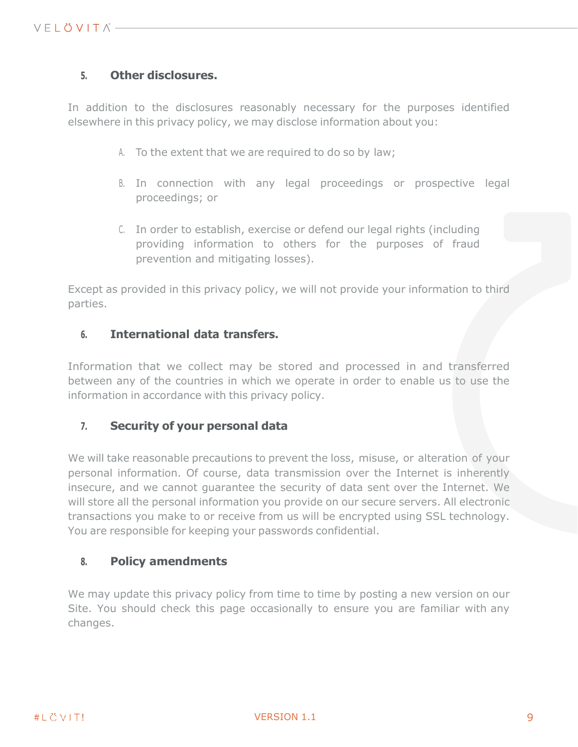## 5. Other disclosures.

In addition to the disclosures reasonably necessary for the purposes identified elsewhere in this privacy policy, we may disclose information about you:

A. To the extent that we are required to do so by law;

B. In connection with any legal proceedings or prospective legal proceedings; or

C. In order to establish, exercise or defend our legal rights (including providing information to others for the purposes of fraud prevention and mitigating losses).

Except as provided in this privacy policy, we will not provide your information to third parties.

## 6. International data transfers.

Information that we collect may be stored and processed in and transferred between any of the countries in which we operate in order to enable us to use the information in accordance with this privacy policy.

## 7. Security of your personal data

We will take reasonable precautions to prevent the loss, misuse, or alteration of your personal information. Of course, data transmission over the Internet is inherently insecure, and we cannot guarantee the security of data sent over the Internet. We will store all the personal information you provide on our secure servers. All electronic transactions you make to or receive from us will be encrypted using SSL technology. You are responsible for keeping your passwords confidential.

## 8. Policy amendments

We may update this privacy policy from time to time by posting a new version on our Site. You should check this page occasionally to ensure you are familiar with any changes.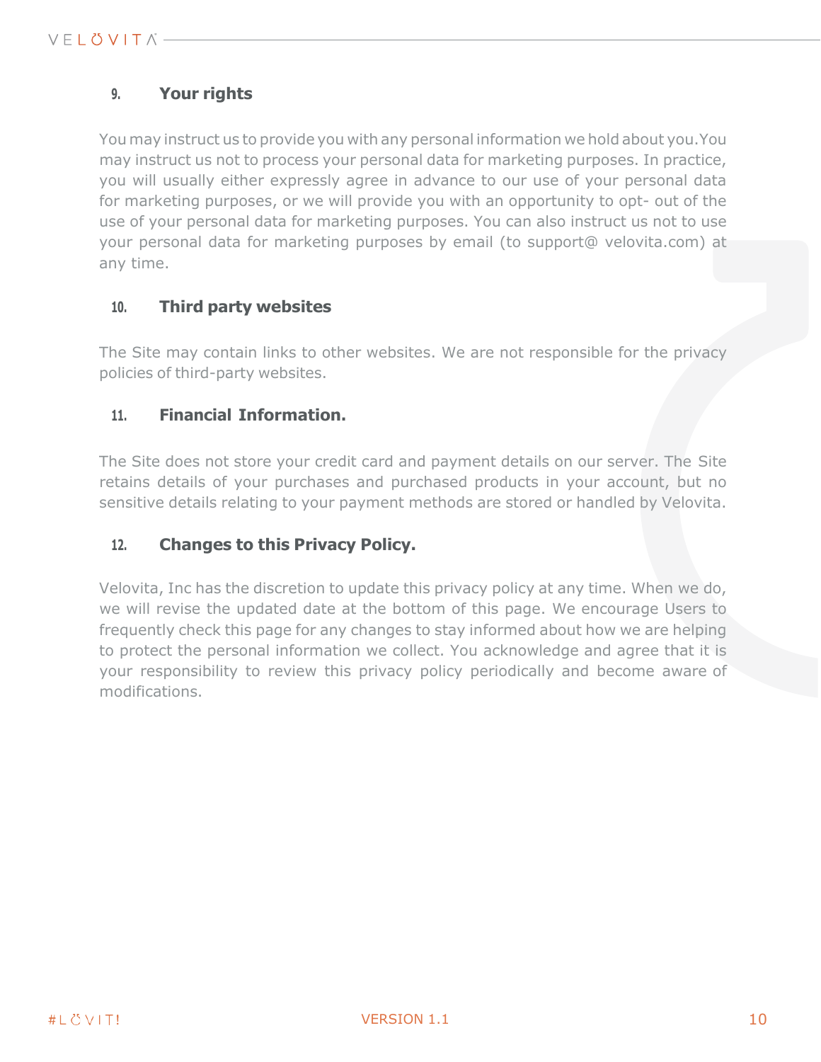## 9. Your rights

You may instruct us to provide you with any personal information we hold about you. You may instruct us not to process your personal data for marketing purposes. In practice, you will usually either expressly agree in advance to our use of your personal data for marketing purposes, or we will provide you with an opportunity to opt- out of the use of your personal data for marketing purposes. You can also instruct us not to use your personal data for marketing purposes by email (to support@ velovita.com) at any time.

## 10. Third party websites

The Site may contain links to other websites. We are not responsible for the privacy policies of third-party websites.

## 11. Financial Information.

The Site does not store your credit card and payment details on our server. The Site retains details of your purchases and purchased products in your account, but no sensitive details relating to your payment methods are stored or handled by Velovita.

## 12. Changes to this Privacy Policy.

Velovita, Inc has the discretion to update this privacy policy at any time. When we do, we will revise the updated date at the bottom of this page. We encourage Users to frequently check this page for any changes to stay informed about how we are helping to protect the personal information we collect. You acknowledge and agree that it is your responsibility to review this privacy policy periodically and become aware of modifications.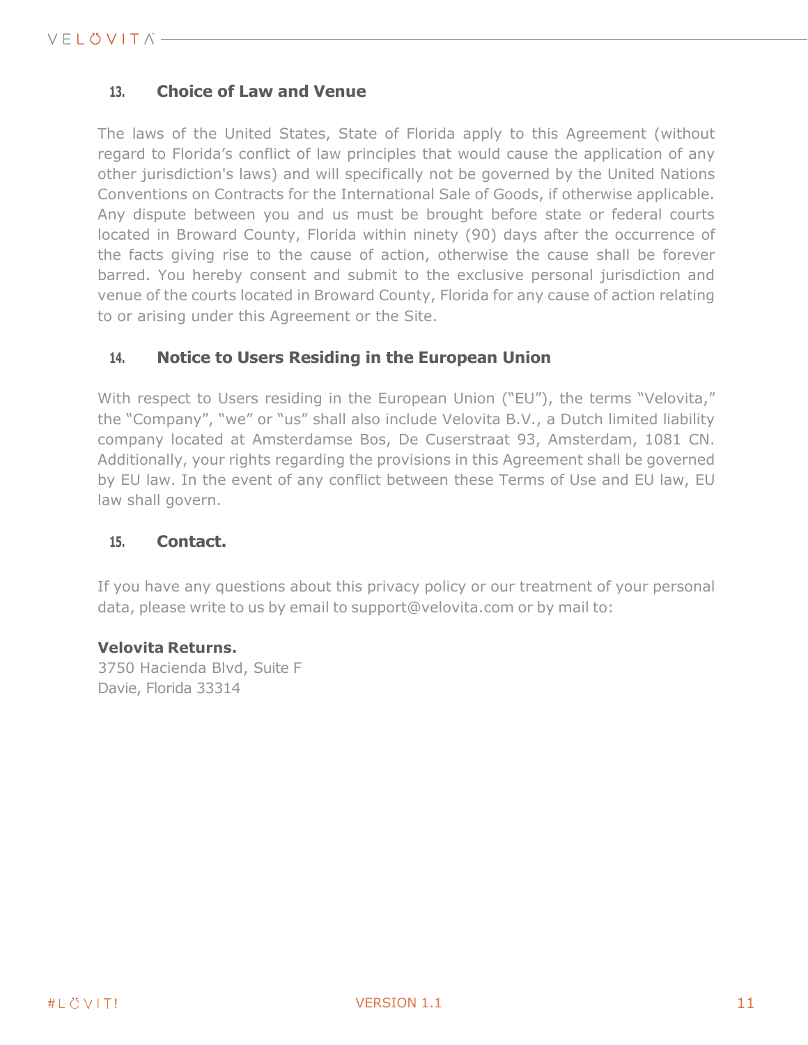## 13. Choice of Law and Venue

The laws of the United States, State of Florida apply to this Agreement (without regard to Florida's conflict of law principles that would cause the application of any other jurisdiction's laws) and will specifically not be governed by the United Nations Conventions on Contracts for the International Sale of Goods, if otherwise applicable. Any dispute between you and us must be brought before state or federal courts located in Broward County, Florida within ninety (90) days after the occurrence of the facts giving rise to the cause of action, otherwise the cause shall be forever barred. You hereby consent and submit to the exclusive personal jurisdiction and venue of the courts located in Broward County, Florida for any cause of action relating to or arising under this Agreement or the Site.

## 14. Notice to Users Residing in the European Union

With respect to Users residing in the European Union ("EU"), the terms "Velovita," the "Company", "we" or "us" shall also include Velovita B.V., a Dutch limited liability company located at Amsterdamse Bos, De Cuserstraat 93, Amsterdam, 1081 CN. Additionally, your rights regarding the provisions in this Agreement shall be governed by EU law. In the event of any conflict between these Terms of Use and EU law, EU law shall govern.

## 15. Contact.

If you have any questions about this privacy policy or our treatment of your personal data, please write to us by email to support@velovita.com or by mail to:

**Velovita Returns.**
3750 Hacienda Blvd, Suite F
Davie, Florida 33314